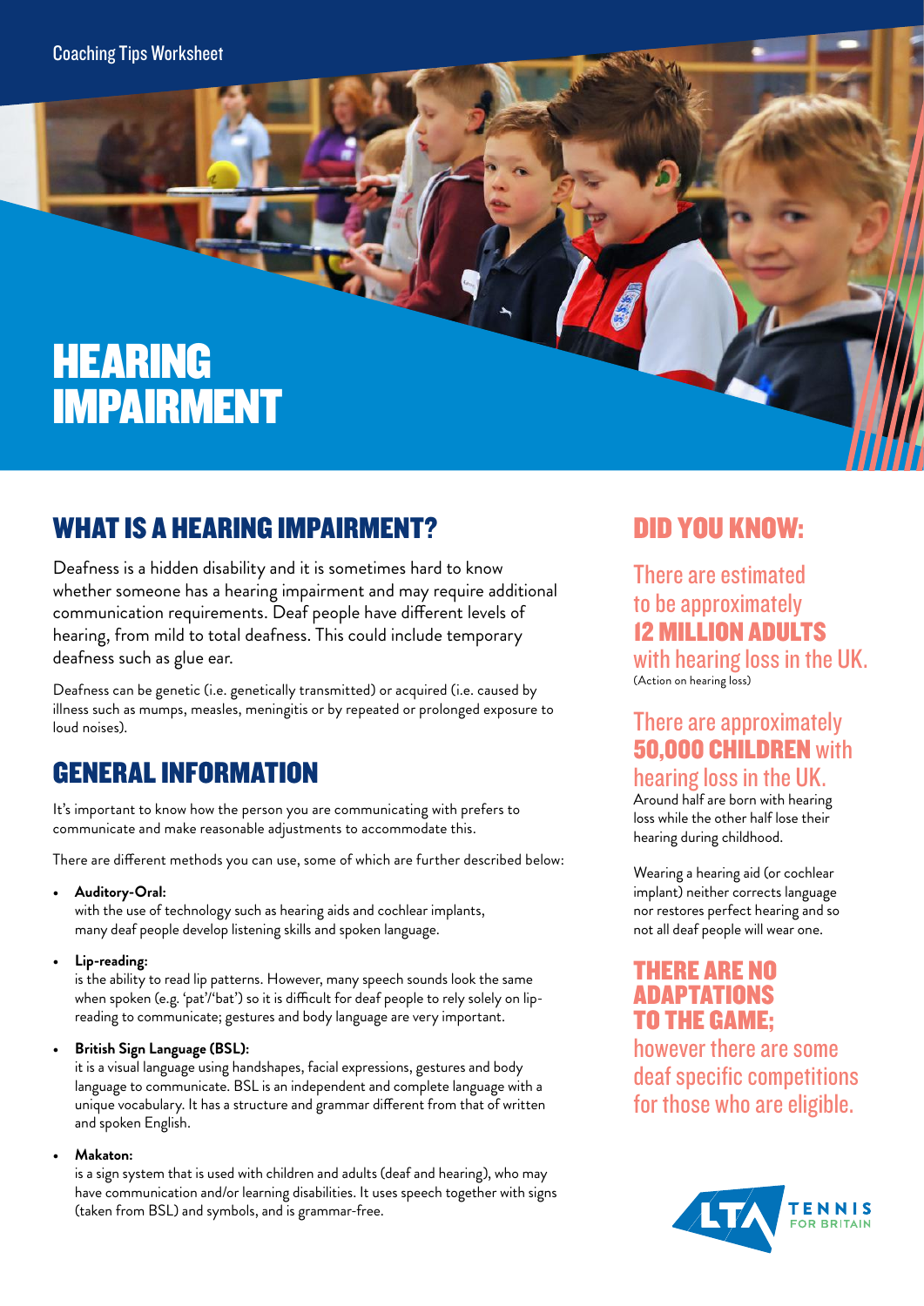Coaching Tips Worksheet

# HEARING IMPAIRMENT

## WHAT IS A HEARING IMPAIRMENT?

Deafness is a hidden disability and it is sometimes hard to know whether someone has a hearing impairment and may require additional communication requirements. Deaf people have different levels of hearing, from mild to total deafness. This could include temporary deafness such as glue ear.

Deafness can be genetic (i.e. genetically transmitted) or acquired (i.e. caused by illness such as mumps, measles, meningitis or by repeated or prolonged exposure to loud noises).

## GENERAL INFORMATION

It's important to know how the person you are communicating with prefers to communicate and make reasonable adjustments to accommodate this.

There are different methods you can use, some of which are further described below:

- **Auditory-Oral:**
  with the use of technology such as hearing aids and cochlear implants, many deaf people develop listening skills and spoken language.
- **Lip-reading:**
  is the ability to read lip patterns. However, many speech sounds look the same when spoken (e.g. 'pat'/'bat') so it is difficult for deaf people to rely solely on lip-reading to communicate; gestures and body language are very important.
- **British Sign Language (BSL):**
  it is a visual language using handshapes, facial expressions, gestures and body language to communicate. BSL is an independent and complete language with a unique vocabulary. It has a structure and grammar different from that of written and spoken English.
- **Makaton:**
  is a sign system that is used with children and adults (deaf and hearing), who may have communication and/or learning disabilities. It uses speech together with signs (taken from BSL) and symbols, and is grammar-free.

## DID YOU KNOW:

There are estimated to be approximately **12 MILLION ADULTS** with hearing loss in the UK.
(Action on hearing loss)

There are approximately **50,000 CHILDREN** with hearing loss in the UK.
Around half are born with hearing loss while the other half lose their hearing during childhood.

Wearing a hearing aid (or cochlear implant) neither corrects language nor restores perfect hearing and so not all deaf people will wear one.

**THERE ARE NO ADAPTATIONS TO THE GAME;** however there are some deaf specific competitions for those who are eligible.

LTA TENNIS FOR BRITAIN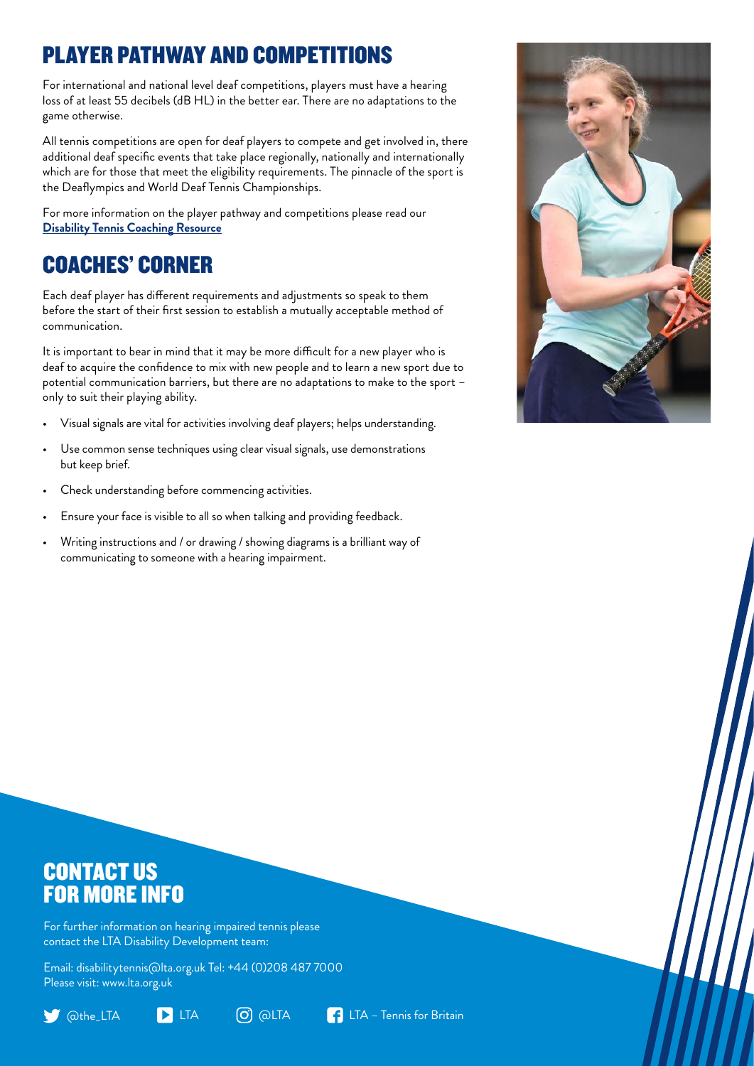## PLAYER PATHWAY AND COMPETITIONS

For international and national level deaf competitions, players must have a hearing loss of at least 55 decibels (dB HL) in the better ear. There are no adaptations to the game otherwise.

All tennis competitions are open for deaf players to compete and get involved in, there additional deaf specific events that take place regionally, nationally and internationally which are for those that meet the eligibility requirements. The pinnacle of the sport is the Deaflympics and World Deaf Tennis Championships.

For more information on the player pathway and competitions please read our **Disability Tennis Coaching Resource**

## COACHES' CORNER

Each deaf player has different requirements and adjustments so speak to them before the start of their first session to establish a mutually acceptable method of communication.

It is important to bear in mind that it may be more difficult for a new player who is deaf to acquire the confidence to mix with new people and to learn a new sport due to potential communication barriers, but there are no adaptations to make to the sport – only to suit their playing ability.

- Visual signals are vital for activities involving deaf players; helps understanding.
- Use common sense techniques using clear visual signals, use demonstrations but keep brief.
- Check understanding before commencing activities.
- Ensure your face is visible to all so when talking and providing feedback.
- Writing instructions and / or drawing / showing diagrams is a brilliant way of communicating to someone with a hearing impairment.

## CONTACT US FOR MORE INFO

For further information on hearing impaired tennis please contact the LTA Disability Development team:

Email: disabilitytennis@lta.org.uk Tel: +44 (0)208 487 7000
Please visit: www.lta.org.uk

@the_LTA LTA @LTA LTA – Tennis for Britain